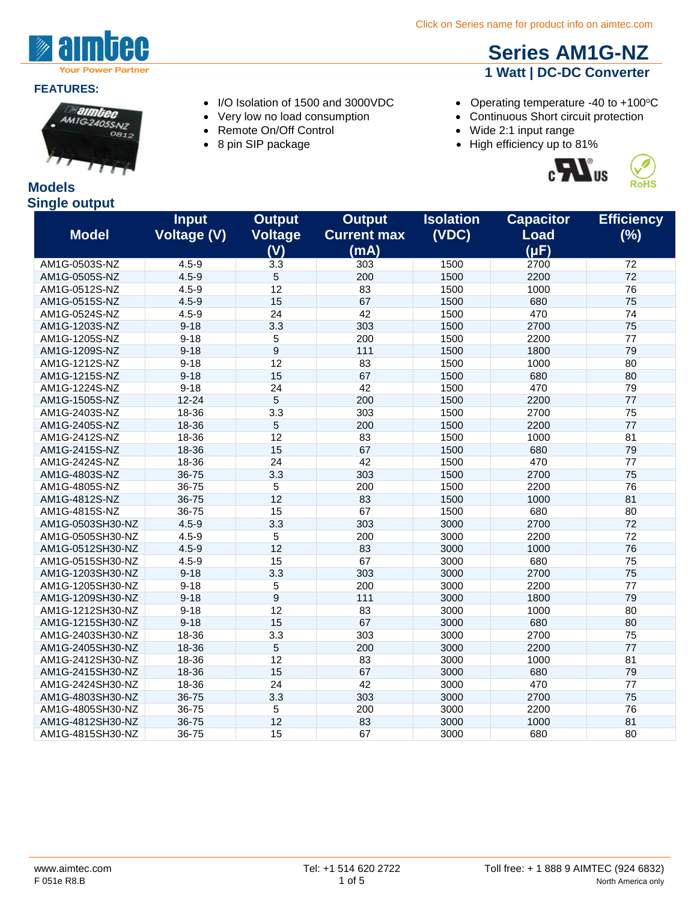Click on Series name for product info on aimtec.com

# Series AM1G-NZ

## 1 Watt | DC-DC Converter

**FEATURES:**

- I/O Isolation of 1500 and 3000VDC
- Very low no load consumption
- Remote On/Off Control
- 8 pin SIP package
- Operating temperature -40 to +100ºC
- Continuous Short circuit protection
- Wide 2:1 input range
- High efficiency up to 81%

## Models

### Single output

| Model | Input Voltage (V) | Output Voltage (V) | Output Current max (mA) | Isolation (VDC) | Capacitor Load (µF) | Efficiency (%) |
|---|---|---|---|---|---|---|
| AM1G-0503S-NZ | 4.5-9 | 3.3 | 303 | 1500 | 2700 | 72 |
| AM1G-0505S-NZ | 4.5-9 | 5 | 200 | 1500 | 2200 | 72 |
| AM1G-0512S-NZ | 4.5-9 | 12 | 83 | 1500 | 1000 | 76 |
| AM1G-0515S-NZ | 4.5-9 | 15 | 67 | 1500 | 680 | 75 |
| AM1G-0524S-NZ | 4.5-9 | 24 | 42 | 1500 | 470 | 74 |
| AM1G-1203S-NZ | 9-18 | 3.3 | 303 | 1500 | 2700 | 75 |
| AM1G-1205S-NZ | 9-18 | 5 | 200 | 1500 | 2200 | 77 |
| AM1G-1209S-NZ | 9-18 | 9 | 111 | 1500 | 1800 | 79 |
| AM1G-1212S-NZ | 9-18 | 12 | 83 | 1500 | 1000 | 80 |
| AM1G-1215S-NZ | 9-18 | 15 | 67 | 1500 | 680 | 80 |
| AM1G-1224S-NZ | 9-18 | 24 | 42 | 1500 | 470 | 79 |
| AM1G-1505S-NZ | 12-24 | 5 | 200 | 1500 | 2200 | 77 |
| AM1G-2403S-NZ | 18-36 | 3.3 | 303 | 1500 | 2700 | 75 |
| AM1G-2405S-NZ | 18-36 | 5 | 200 | 1500 | 2200 | 77 |
| AM1G-2412S-NZ | 18-36 | 12 | 83 | 1500 | 1000 | 81 |
| AM1G-2415S-NZ | 18-36 | 15 | 67 | 1500 | 680 | 79 |
| AM1G-2424S-NZ | 18-36 | 24 | 42 | 1500 | 470 | 77 |
| AM1G-4803S-NZ | 36-75 | 3.3 | 303 | 1500 | 2700 | 75 |
| AM1G-4805S-NZ | 36-75 | 5 | 200 | 1500 | 2200 | 76 |
| AM1G-4812S-NZ | 36-75 | 12 | 83 | 1500 | 1000 | 81 |
| AM1G-4815S-NZ | 36-75 | 15 | 67 | 1500 | 680 | 80 |
| AM1G-0503SH30-NZ | 4.5-9 | 3.3 | 303 | 3000 | 2700 | 72 |
| AM1G-0505SH30-NZ | 4.5-9 | 5 | 200 | 3000 | 2200 | 72 |
| AM1G-0512SH30-NZ | 4.5-9 | 12 | 83 | 3000 | 1000 | 76 |
| AM1G-0515SH30-NZ | 4.5-9 | 15 | 67 | 3000 | 680 | 75 |
| AM1G-1203SH30-NZ | 9-18 | 3.3 | 303 | 3000 | 2700 | 75 |
| AM1G-1205SH30-NZ | 9-18 | 5 | 200 | 3000 | 2200 | 77 |
| AM1G-1209SH30-NZ | 9-18 | 9 | 111 | 3000 | 1800 | 79 |
| AM1G-1212SH30-NZ | 9-18 | 12 | 83 | 3000 | 1000 | 80 |
| AM1G-1215SH30-NZ | 9-18 | 15 | 67 | 3000 | 680 | 80 |
| AM1G-2403SH30-NZ | 18-36 | 3.3 | 303 | 3000 | 2700 | 75 |
| AM1G-2405SH30-NZ | 18-36 | 5 | 200 | 3000 | 2200 | 77 |
| AM1G-2412SH30-NZ | 18-36 | 12 | 83 | 3000 | 1000 | 81 |
| AM1G-2415SH30-NZ | 18-36 | 15 | 67 | 3000 | 680 | 79 |
| AM1G-2424SH30-NZ | 18-36 | 24 | 42 | 3000 | 470 | 77 |
| AM1G-4803SH30-NZ | 36-75 | 3.3 | 303 | 3000 | 2700 | 75 |
| AM1G-4805SH30-NZ | 36-75 | 5 | 200 | 3000 | 2200 | 76 |
| AM1G-4812SH30-NZ | 36-75 | 12 | 83 | 3000 | 1000 | 81 |
| AM1G-4815SH30-NZ | 36-75 | 15 | 67 | 3000 | 680 | 80 |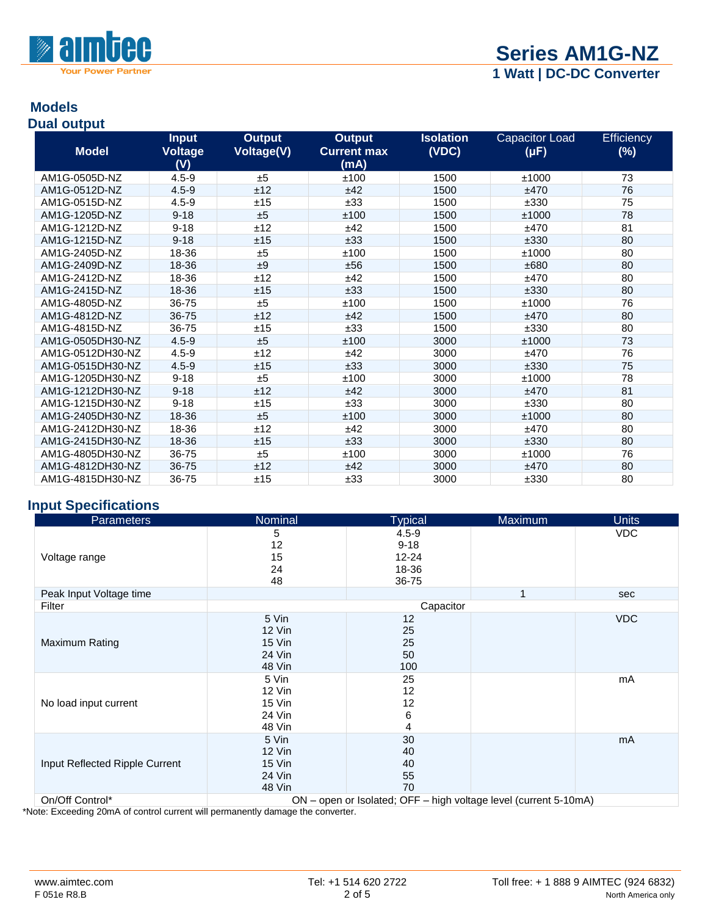## Models

### Dual output

| Model | Input Voltage (V) | Output Voltage(V) | Output Current max (mA) | Isolation (VDC) | Capacitor Load (µF) | Efficiency (%) |
|---|---|---|---|---|---|---|
| AM1G-0505D-NZ | 4.5-9 | ±5 | ±100 | 1500 | ±1000 | 73 |
| AM1G-0512D-NZ | 4.5-9 | ±12 | ±42 | 1500 | ±470 | 76 |
| AM1G-0515D-NZ | 4.5-9 | ±15 | ±33 | 1500 | ±330 | 75 |
| AM1G-1205D-NZ | 9-18 | ±5 | ±100 | 1500 | ±1000 | 78 |
| AM1G-1212D-NZ | 9-18 | ±12 | ±42 | 1500 | ±470 | 81 |
| AM1G-1215D-NZ | 9-18 | ±15 | ±33 | 1500 | ±330 | 80 |
| AM1G-2405D-NZ | 18-36 | ±5 | ±100 | 1500 | ±1000 | 80 |
| AM1G-2409D-NZ | 18-36 | ±9 | ±56 | 1500 | ±680 | 80 |
| AM1G-2412D-NZ | 18-36 | ±12 | ±42 | 1500 | ±470 | 80 |
| AM1G-2415D-NZ | 18-36 | ±15 | ±33 | 1500 | ±330 | 80 |
| AM1G-4805D-NZ | 36-75 | ±5 | ±100 | 1500 | ±1000 | 76 |
| AM1G-4812D-NZ | 36-75 | ±12 | ±42 | 1500 | ±470 | 80 |
| AM1G-4815D-NZ | 36-75 | ±15 | ±33 | 1500 | ±330 | 80 |
| AM1G-0505DH30-NZ | 4.5-9 | ±5 | ±100 | 3000 | ±1000 | 73 |
| AM1G-0512DH30-NZ | 4.5-9 | ±12 | ±42 | 3000 | ±470 | 76 |
| AM1G-0515DH30-NZ | 4.5-9 | ±15 | ±33 | 3000 | ±330 | 75 |
| AM1G-1205DH30-NZ | 9-18 | ±5 | ±100 | 3000 | ±1000 | 78 |
| AM1G-1212DH30-NZ | 9-18 | ±12 | ±42 | 3000 | ±470 | 81 |
| AM1G-1215DH30-NZ | 9-18 | ±15 | ±33 | 3000 | ±330 | 80 |
| AM1G-2405DH30-NZ | 18-36 | ±5 | ±100 | 3000 | ±1000 | 80 |
| AM1G-2412DH30-NZ | 18-36 | ±12 | ±42 | 3000 | ±470 | 80 |
| AM1G-2415DH30-NZ | 18-36 | ±15 | ±33 | 3000 | ±330 | 80 |
| AM1G-4805DH30-NZ | 36-75 | ±5 | ±100 | 3000 | ±1000 | 76 |
| AM1G-4812DH30-NZ | 36-75 | ±12 | ±42 | 3000 | ±470 | 80 |
| AM1G-4815DH30-NZ | 36-75 | ±15 | ±33 | 3000 | ±330 | 80 |

## Input Specifications

| Parameters | Nominal | Typical | Maximum | Units |
|---|---|---|---|---|
| Voltage range | 5<br>12<br>15<br>24<br>48 | 4.5-9<br>9-18<br>12-24<br>18-36<br>36-75 | | VDC |
| Peak Input Voltage time | | | 1 | sec |
| Filter | Capacitor | | | |
| Maximum Rating | 5 Vin<br>12 Vin<br>15 Vin<br>24 Vin<br>48 Vin | 12<br>25<br>25<br>50<br>100 | | VDC |
| No load input current | 5 Vin<br>12 Vin<br>15 Vin<br>24 Vin<br>48 Vin | 25<br>12<br>12<br>6<br>4 | | mA |
| Input Reflected Ripple Current | 5 Vin<br>12 Vin<br>15 Vin<br>24 Vin<br>48 Vin | 30<br>40<br>40<br>55<br>70 | | mA |
| On/Off Control* | ON – open or Isolated; OFF – high voltage level (current 5-10mA) | | | |

*Note: Exceeding 20mA of control current will permanently damage the converter.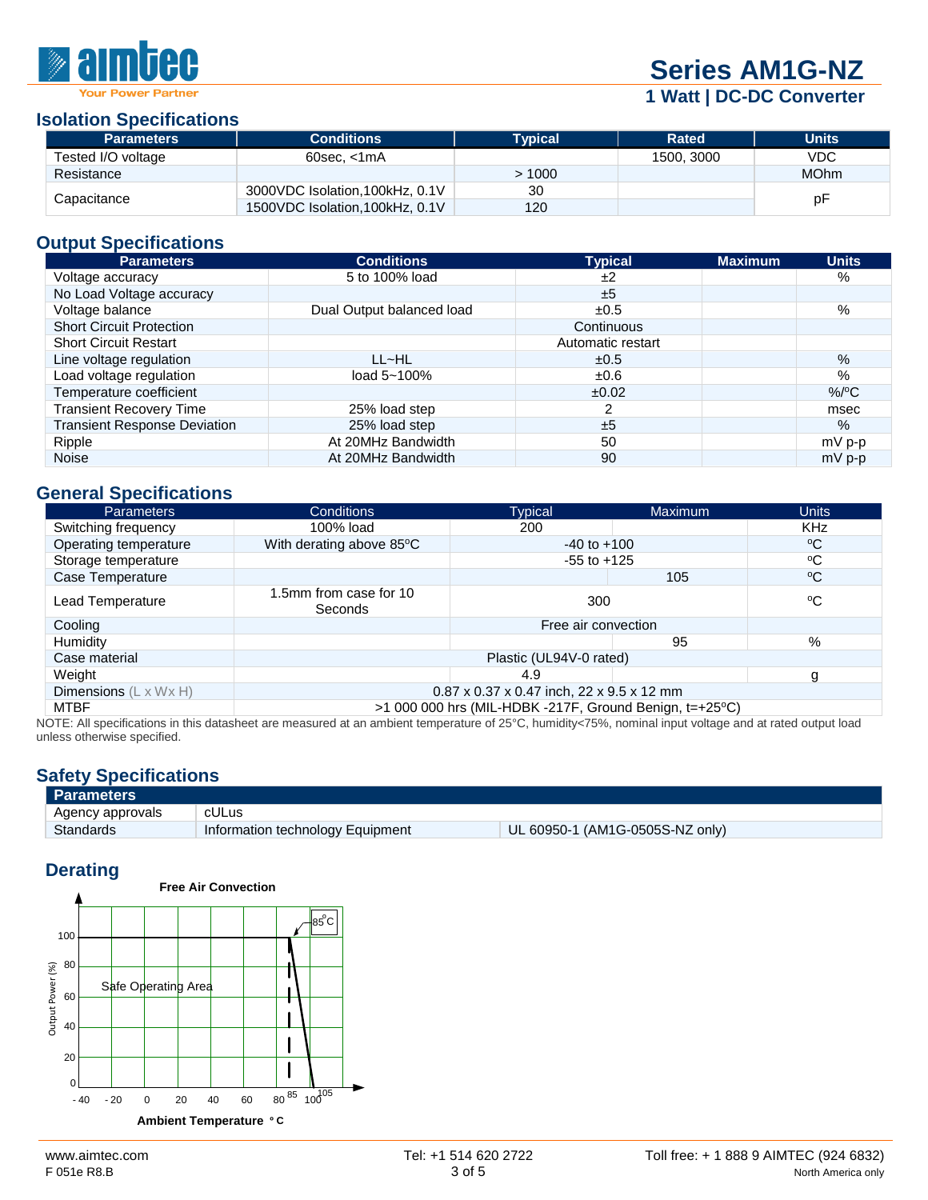## Isolation Specifications

| Parameters | Conditions | Typical | Rated | Units |
|---|---|---|---|---|
| Tested I/O voltage | 60sec, <1mA | | 1500, 3000 | VDC |
| Resistance | | > 1000 | | MOhm |
| Capacitance | 3000VDC Isolation,100kHz, 0.1V | 30 | | pF |
| | 1500VDC Isolation,100kHz, 0.1V | 120 | | |

## Output Specifications

| Parameters | Conditions | Typical | Maximum | Units |
|---|---|---|---|---|
| Voltage accuracy | 5 to 100% load | ±2 | | % |
| No Load Voltage accuracy | | ±5 | | |
| Voltage balance | Dual Output balanced load | ±0.5 | | % |
| Short Circuit Protection | | Continuous | | |
| Short Circuit Restart | | Automatic restart | | |
| Line voltage regulation | LL~HL | ±0.5 | | % |
| Load voltage regulation | load 5~100% | ±0.6 | | % |
| Temperature coefficient | | ±0.02 | | %/ºC |
| Transient Recovery Time | 25% load step | 2 | | msec |
| Transient Response Deviation | 25% load step | ±5 | | % |
| Ripple | At 20MHz Bandwidth | 50 | | mV p-p |
| Noise | At 20MHz Bandwidth | 90 | | mV p-p |

## General Specifications

| Parameters | Conditions | Typical | Maximum | Units |
|---|---|---|---|---|
| Switching frequency | 100% load | 200 | | KHz |
| Operating temperature | With derating above 85ºC | -40 to +100 | | ºC |
| Storage temperature | | -55 to +125 | | ºC |
| Case Temperature | | | 105 | ºC |
| Lead Temperature | 1.5mm from case for 10 Seconds | 300 | | ºC |
| Cooling | | Free air convection | | |
| Humidity | | | 95 | % |
| Case material | Plastic (UL94V-0 rated) | | | |
| Weight | | 4.9 | | g |
| Dimensions (L x Wx H) | 0.87 x 0.37 x 0.47 inch, 22 x 9.5 x 12 mm | | | |
| MTBF | >1 000 000 hrs (MIL-HDBK -217F, Ground Benign, t=+25ºC) | | | |

NOTE: All specifications in this datasheet are measured at an ambient temperature of 25°C, humidity<75%, nominal input voltage and at rated output load unless otherwise specified.

## Safety Specifications

| Parameters | | |
|---|---|---|
| Agency approvals | cULus | |
| Standards | Information technology Equipment | UL 60950-1 (AM1G-0505S-NZ only) |

## Derating

**Free Air Convection**

Output Power (%) vs. **Ambient Temperature °C**: Safe Operating Area at 100% up to 85°C, derating linearly to 0% at 105°C.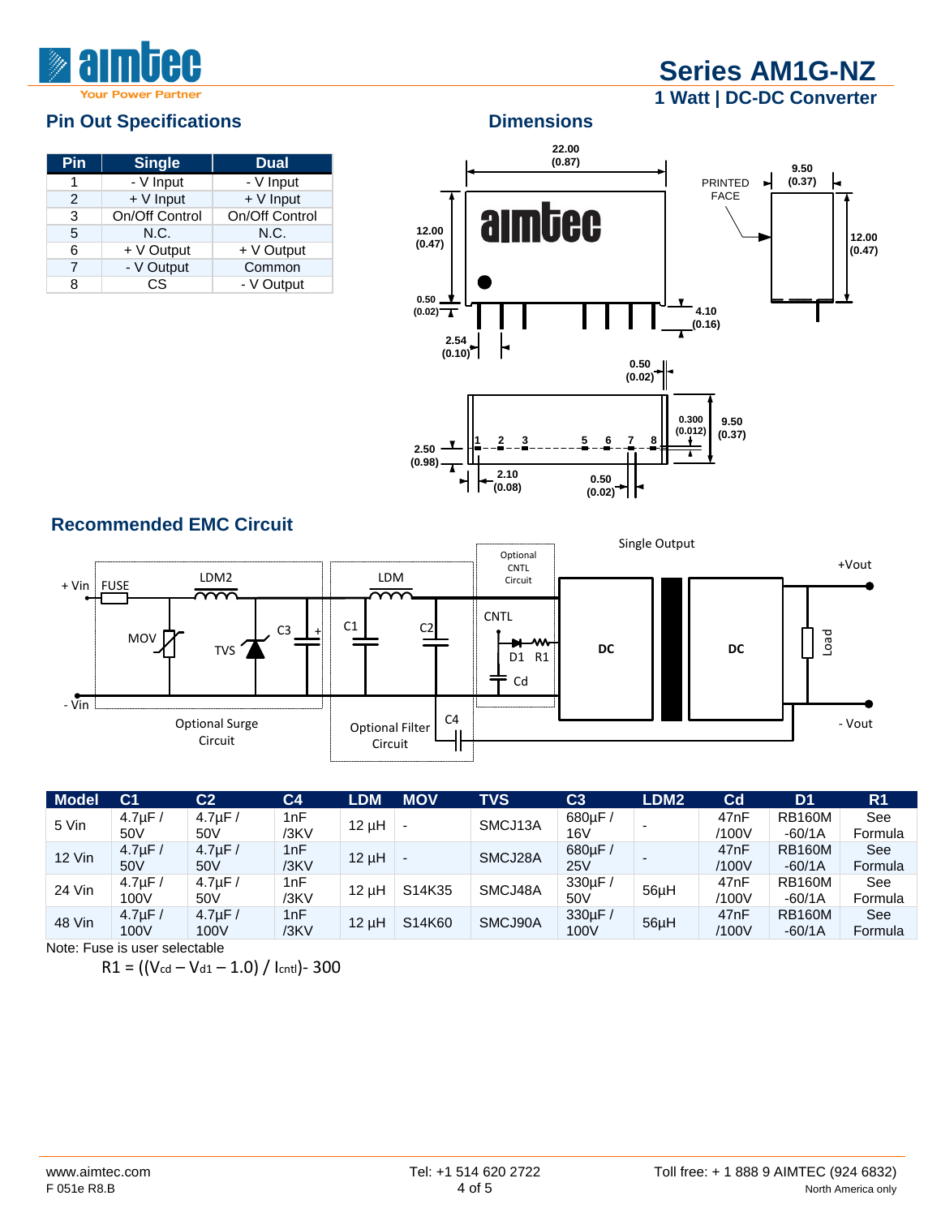## Pin Out Specifications

| Pin | Single | Dual |
|---|---|---|
| 1 | - V Input | - V Input |
| 2 | + V Input | + V Input |
| 3 | On/Off Control | On/Off Control |
| 5 | N.C. | N.C. |
| 6 | + V Output | + V Output |
| 7 | - V Output | Common |
| 8 | CS | - V Output |

## Dimensions

## Recommended EMC Circuit

| Model | C1 | C2 | C4 | LDM | MOV | TVS | C3 | LDM2 | Cd | D1 | R1 |
|---|---|---|---|---|---|---|---|---|---|---|---|
| 5 Vin | 4.7µF / 50V | 4.7µF / 50V | 1nF /3KV | 12 µH | - | SMCJ13A | 680µF / 16V | - | 47nF /100V | RB160M -60/1A | See Formula |
| 12 Vin | 4.7µF / 50V | 4.7µF / 50V | 1nF /3KV | 12 µH | - | SMCJ28A | 680µF / 25V | - | 47nF /100V | RB160M -60/1A | See Formula |
| 24 Vin | 4.7µF / 100V | 4.7µF / 50V | 1nF /3KV | 12 µH | S14K35 | SMCJ48A | 330µF / 50V | 56µH | 47nF /100V | RB160M -60/1A | See Formula |
| 48 Vin | 4.7µF / 100V | 4.7µF / 100V | 1nF /3KV | 12 µH | S14K60 | SMCJ90A | 330µF / 100V | 56µH | 47nF /100V | RB160M -60/1A | See Formula |

Note: Fuse is user selectable

$$R1 = ((V_{cd} - V_{d1} - 1.0) / I_{cntl}) - 300$$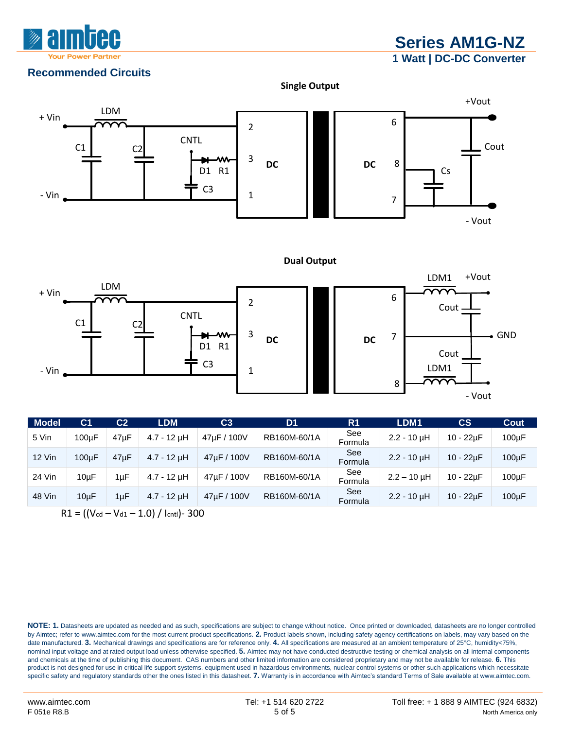## Recommended Circuits

**Single Output**

+ Vin
- Vin
LDM
C1
C2
CNTL
D1 R1
C3
2
3
1
DC
DC
6
8
7
Cs
Cout
+Vout
- Vout

**Dual Output**

+ Vin
- Vin
LDM
C1
C2
CNTL
D1 R1
C3
2
3
1
DC
DC
6
7
8
LDM1
+Vout
Cout
GND
Cout
LDM1
- Vout

| Model | C1 | C2 | LDM | C3 | D1 | R1 | LDM1 | CS | Cout |
|---|---|---|---|---|---|---|---|---|---|
| 5 Vin | 100µF | 47µF | 4.7 - 12 µH | 47µF / 100V | RB160M-60/1A | See Formula | 2.2 - 10 µH | 10 - 22µF | 100µF |
| 12 Vin | 100µF | 47µF | 4.7 - 12 µH | 47µF / 100V | RB160M-60/1A | See Formula | 2.2 - 10 µH | 10 - 22µF | 100µF |
| 24 Vin | 10µF | 1µF | 4.7 - 12 µH | 47µF / 100V | RB160M-60/1A | See Formula | 2.2 – 10 µH | 10 - 22µF | 100µF |
| 48 Vin | 10µF | 1µF | 4.7 - 12 µH | 47µF / 100V | RB160M-60/1A | See Formula | 2.2 - 10 µH | 10 - 22µF | 100µF |

$R1 = ((V_{cd} - V_{d1} - 1.0) / I_{cntl}) - 300$

**NOTE: 1.** Datasheets are updated as needed and as such, specifications are subject to change without notice. Once printed or downloaded, datasheets are no longer controlled by Aimtec; refer to www.aimtec.com for the most current product specifications. **2.** Product labels shown, including safety agency certifications on labels, may vary based on the date manufactured. **3.** Mechanical drawings and specifications are for reference only. **4.** All specifications are measured at an ambient temperature of 25°C, humidity<75%, nominal input voltage and at rated output load unless otherwise specified. **5.** Aimtec may not have conducted destructive testing or chemical analysis on all internal components and chemicals at the time of publishing this document. CAS numbers and other limited information are considered proprietary and may not be available for release. **6.** This product is not designed for use in critical life support systems, equipment used in hazardous environments, nuclear control systems or other such applications which necessitate specific safety and regulatory standards other the ones listed in this datasheet. **7.** Warranty is in accordance with Aimtec's standard Terms of Sale available at www.aimtec.com.